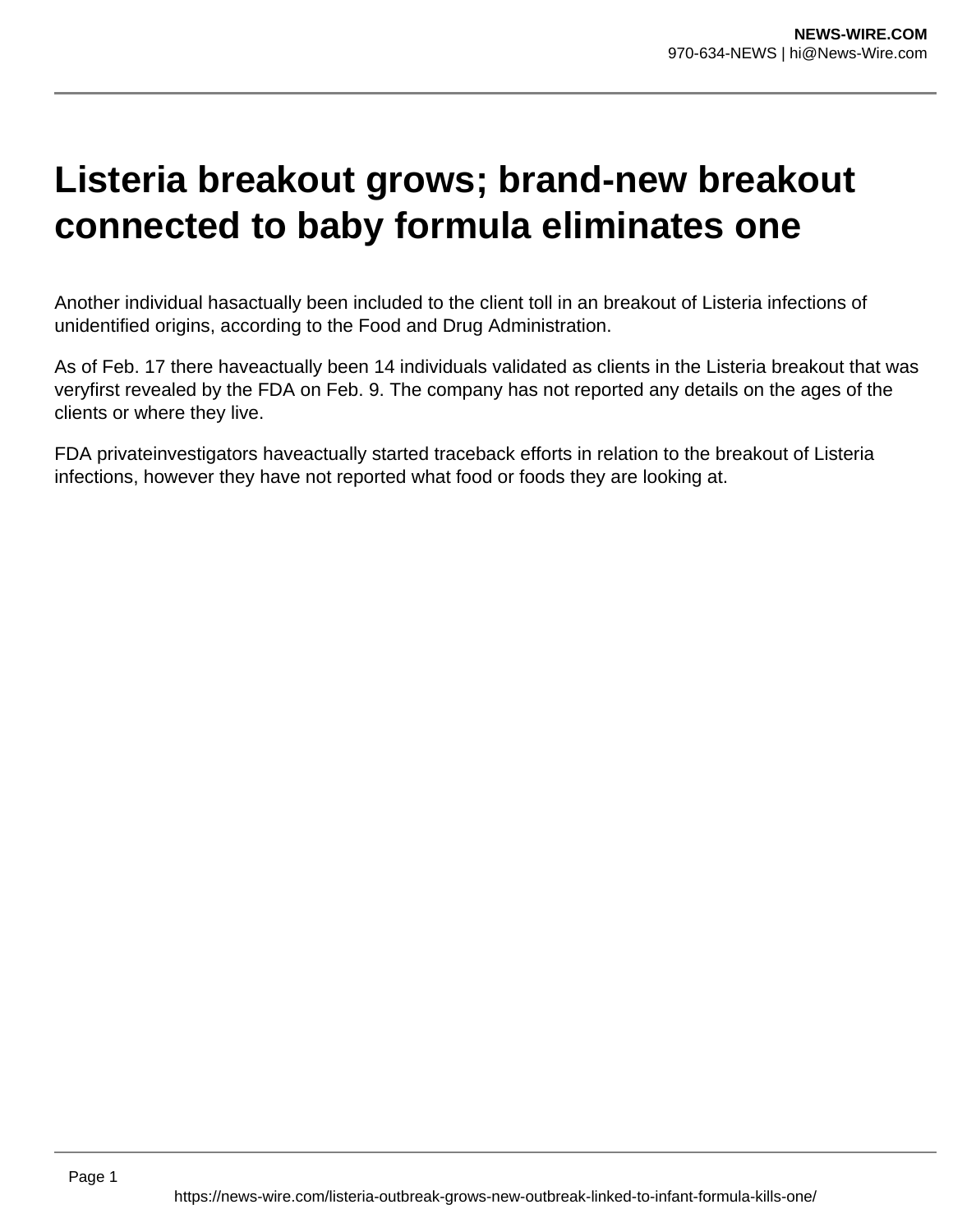# Listeria breakout grows; brand-new breakout connected to baby formula eliminates one

Another individual hasactually been included to the client toll in an breakout of Listeria infections of unidentified origins, according to the Food and Drug Administration.

As of Feb. 17 there haveactually been 14 individuals validated as clients in the Listeria breakout that was veryfirst revealed by the FDA on Feb. 9. The company has not reported any details on the ages of the clients or where they live.

FDA privateinvestigators haveactually started traceback efforts in relation to the breakout of Listeria infections, however they have not reported what food or foods they are looking at.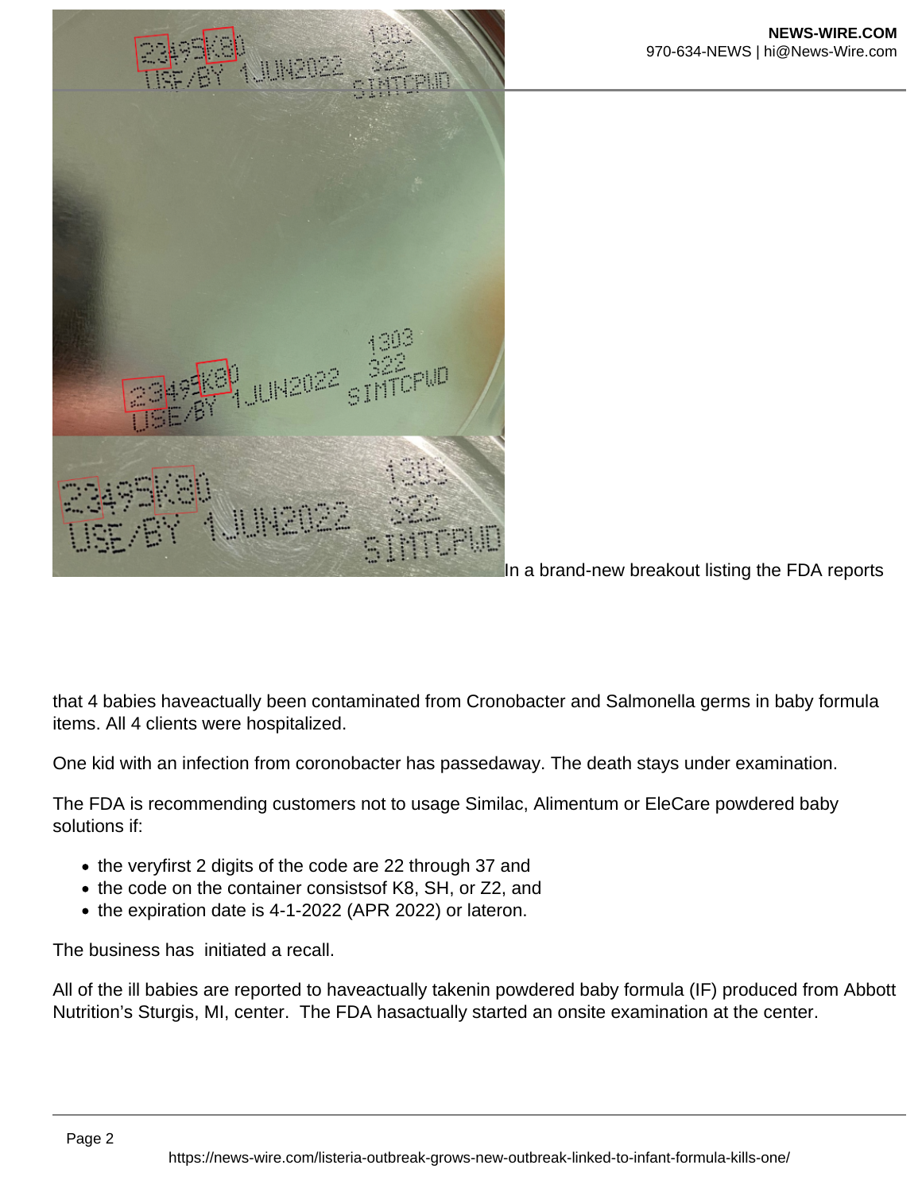In a brand-new breakout listing the FDA reports that 4 babies haveactually been contaminated from Cronobacter and Salmonella germs in baby formula items. All 4 clients were hospitalized.

One kid with an infection from coronobacter has passedaway. The death stays under examination.

The FDA is recommending customers not to usage Similac, Alimentum or EleCare powdered baby solutions if:

- the veryfirst 2 digits of the code are 22 through 37 and
- the code on the container consistsof K8, SH, or Z2, and
- the expiration date is 4-1-2022 (APR 2022) or lateron.

The business has  initiated a recall.

All of the ill babies are reported to haveactually takenin powdered baby formula (IF) produced from Abbott Nutrition's Sturgis, MI, center.  The FDA hasactually started an onsite examination at the center.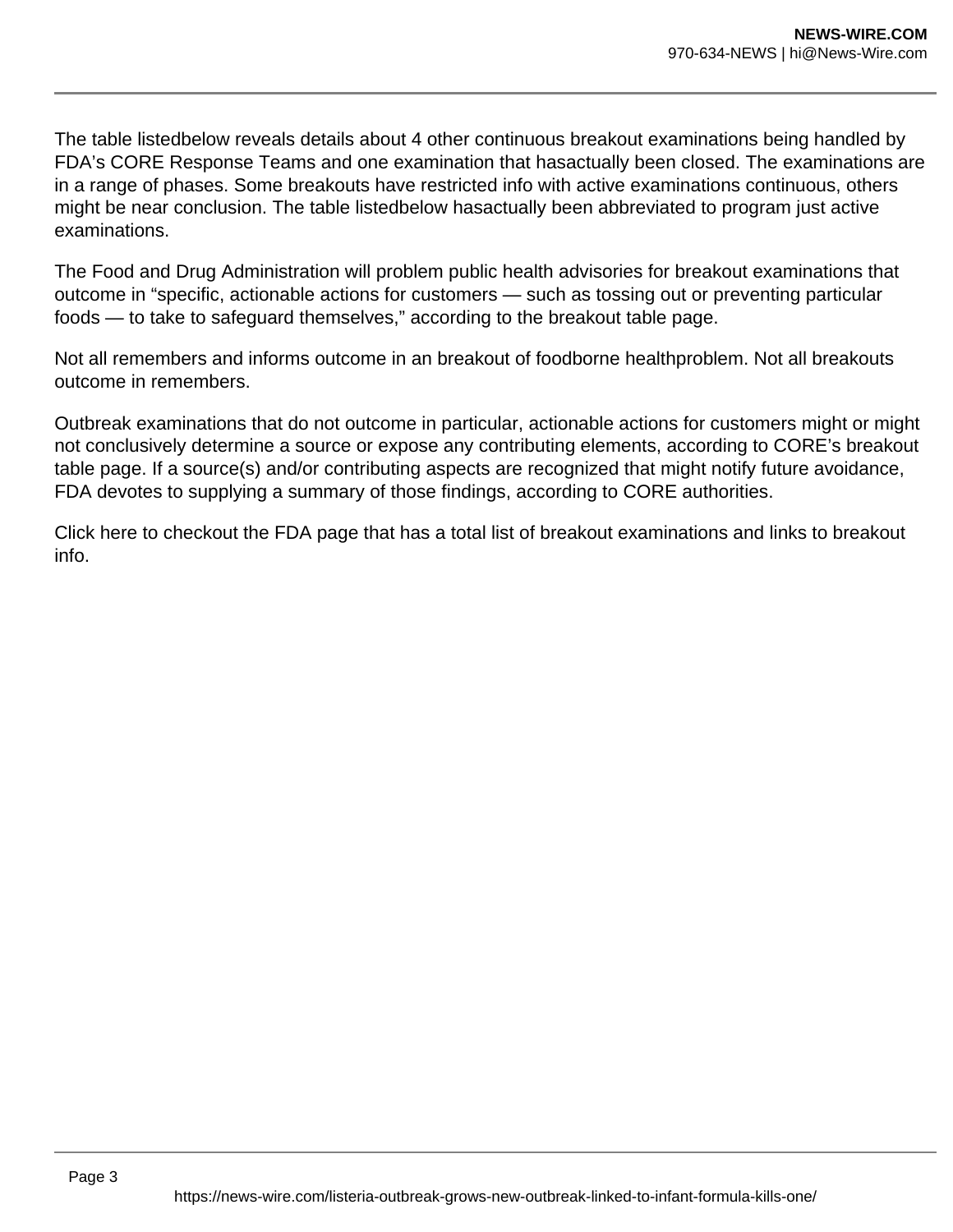The table listedbelow reveals details about 4 other continuous breakout examinations being handled by FDA's CORE Response Teams and one examination that hasactually been closed. The examinations are in a range of phases. Some breakouts have restricted info with active examinations continuous, others might be near conclusion. The table listedbelow hasactually been abbreviated to program just active examinations.

The Food and Drug Administration will problem public health advisories for breakout examinations that outcome in "specific, actionable actions for customers — such as tossing out or preventing particular foods — to take to safeguard themselves," according to the breakout table page.

Not all remembers and informs outcome in an breakout of foodborne healthproblem. Not all breakouts outcome in remembers.

Outbreak examinations that do not outcome in particular, actionable actions for customers might or might not conclusively determine a source or expose any contributing elements, according to CORE's breakout table page. If a source(s) and/or contributing aspects are recognized that might notify future avoidance, FDA devotes to supplying a summary of those findings, according to CORE authorities.

Click here to checkout the FDA page that has a total list of breakout examinations and links to breakout info.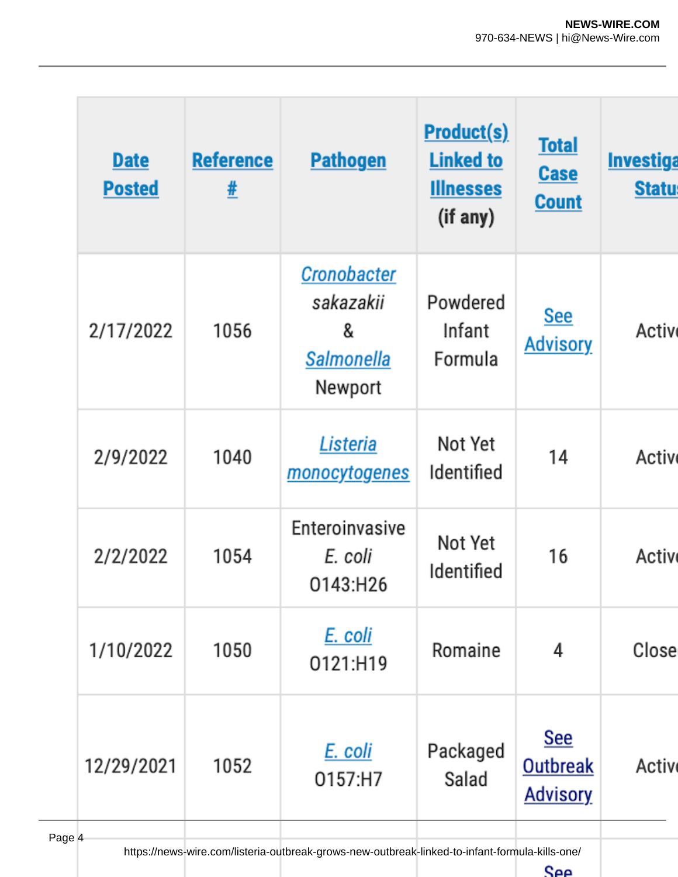| Date Posted | Reference # | Pathogen | Product(s) Linked to Illnesses (if any) | Total Case Count | Investiga Statu |
|---|---|---|---|---|---|
| 2/17/2022 | 1056 | *Cronobacter sakazakii* & *Salmonella* Newport | Powdered Infant Formula | See Advisory | Activ |
| 2/9/2022 | 1040 | *Listeria monocytogenes* | Not Yet Identified | 14 | Activ |
| 2/2/2022 | 1054 | Enteroinvasive *E. coli* O143:H26 | Not Yet Identified | 16 | Activ |
| 1/10/2022 | 1050 | *E. coli* O121:H19 | Romaine | 4 | Close |
| 12/29/2021 | 1052 | *E. coli* O157:H7 | Packaged Salad | See Outbreak Advisory | Activ |
| | | | | See | |

https://news-wire.com/listeria-outbreak-grows-new-outbreak-linked-to-infant-formula-kills-one/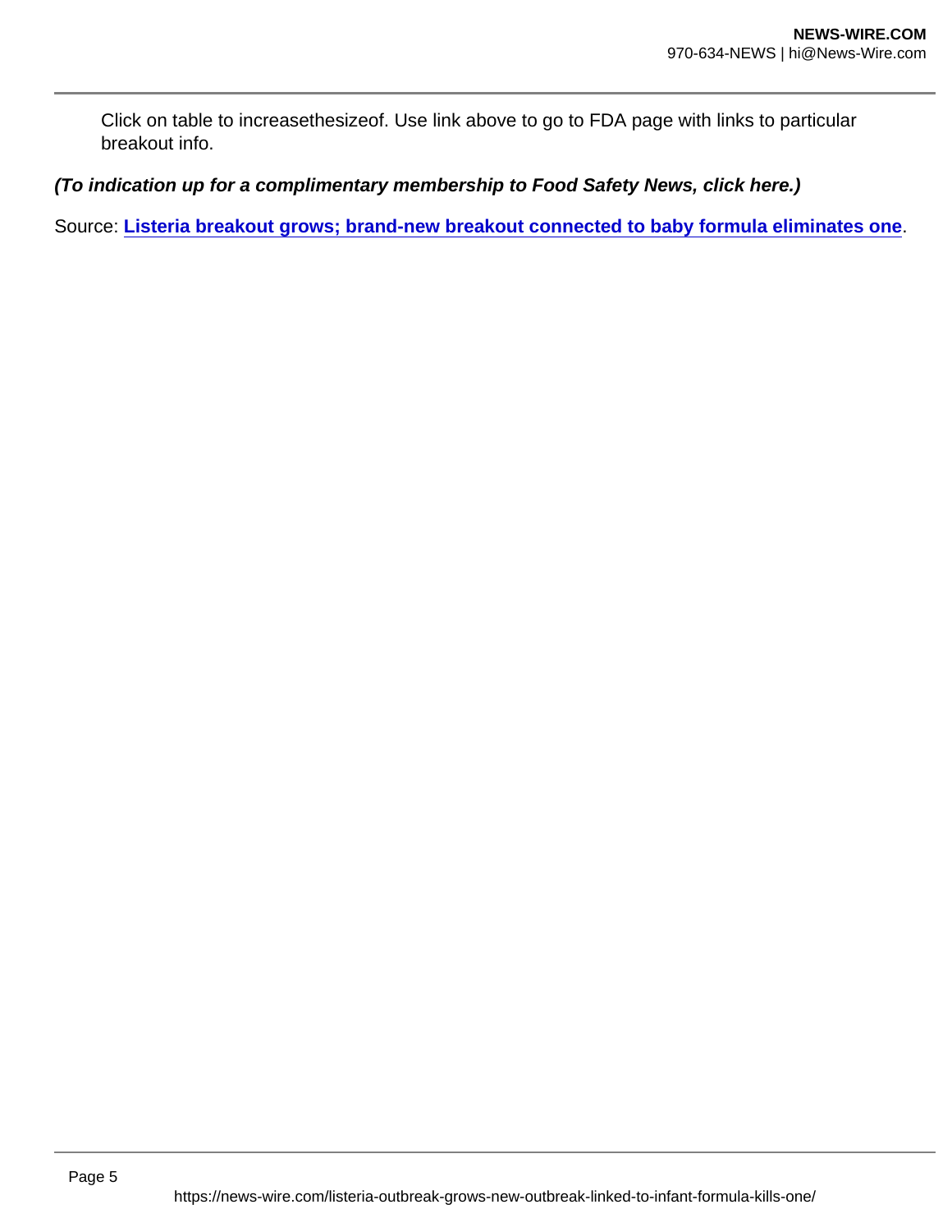Click on table to increasethesizeof. Use link above to go to FDA page with links to particular breakout info.

***(To indication up for a complimentary membership to Food Safety News, click here.)***

Source: **Listeria breakout grows; brand-new breakout connected to baby formula eliminates one**.